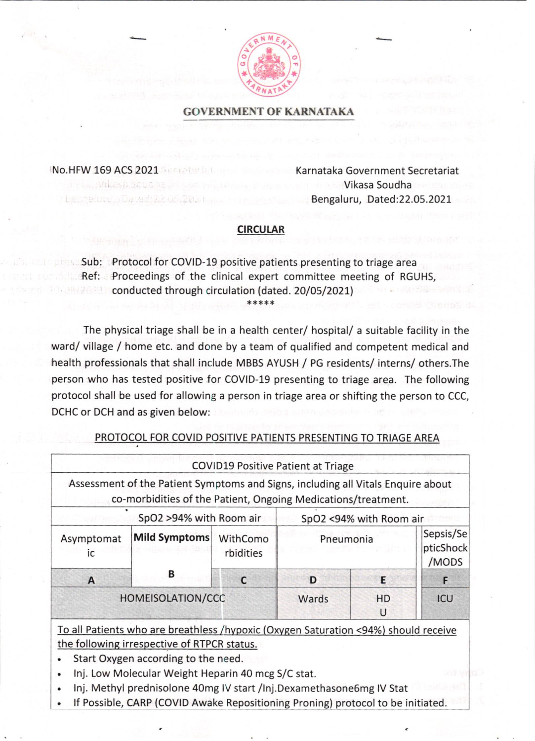# GOVERNMENT OF KARNATAKA

No.HFW 169 ACS 2021

Karnataka Government Secretariat
Vikasa Soudha
Bengaluru, Dated:22.05.2021

## CIRCULAR

Sub: Protocol for COVID-19 positive patients presenting to triage area

Ref: Proceedings of the clinical expert committee meeting of RGUHS, conducted through circulation (dated. 20/05/2021)

*****

The physical triage shall be in a health center/ hospital/ a suitable facility in the ward/ village / home etc. and done by a team of qualified and competent medical and health professionals that shall include MBBS AYUSH / PG residents/ interns/ others.The person who has tested positive for COVID-19 presenting to triage area. The following protocol shall be used for allowing a person in triage area or shifting the person to CCC, DCHC or DCH and as given below:

### PROTOCOL FOR COVID POSITIVE PATIENTS PRESENTING TO TRIAGE AREA

| COVID19 Positive Patient at Triage | | | | | |
|---|---|---|---|---|---|
| Assessment of the Patient Symptoms and Signs, including all Vitals Enquire about co-morbidities of the Patient, Ongoing Medications/treatment. | | | | | |
| SpO2 >94% with Room air | | | SpO2 <94% with Room air | | |
| Asymptomatic | **Mild Symptoms** | WithComorbidities | Pneumonia | | Sepsis/SepticShock /MODS |
| A | B | C | D | E | F |
| HOMEISOLATION/CCC | | | Wards | HDU | ICU |

To all Patients who are breathless /hypoxic (Oxygen Saturation <94%) should receive the following irrespective of RTPCR status.

- Start Oxygen according to the need.
- Inj. Low Molecular Weight Heparin 40 mcg S/C stat.
- Inj. Methyl prednisolone 40mg IV start /Inj.Dexamethasone6mg IV Stat
- If Possible, CARP (COVID Awake Repositioning Proning) protocol to be initiated.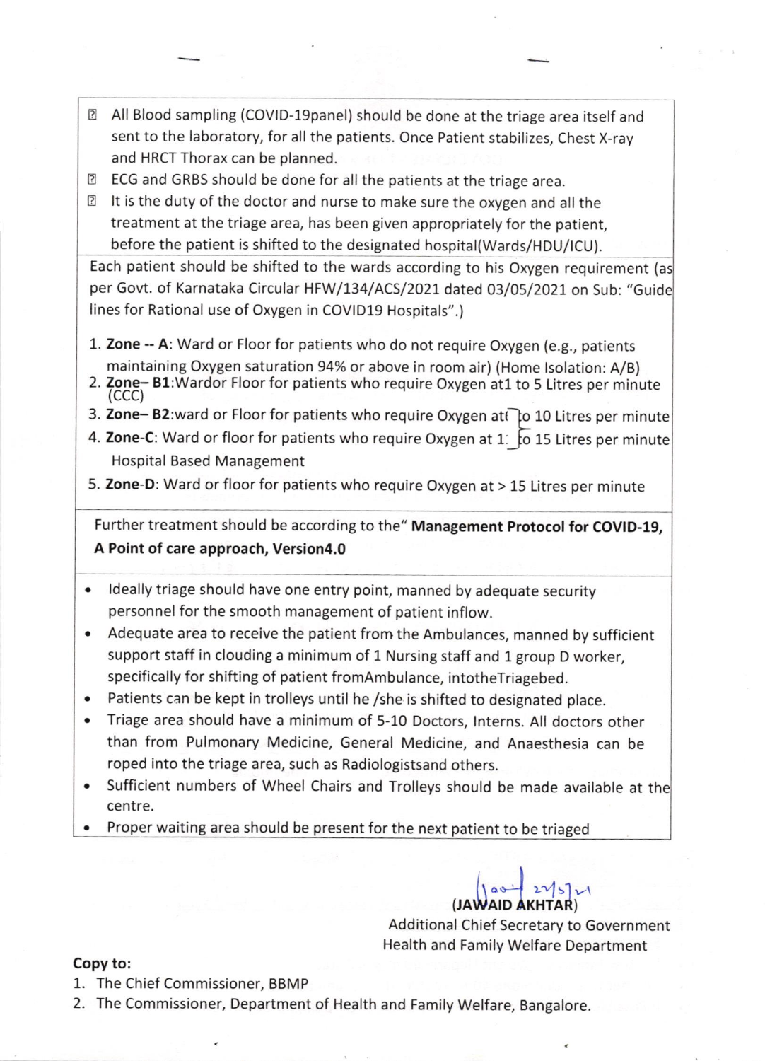- All Blood sampling (COVID-19panel) should be done at the triage area itself and sent to the laboratory, for all the patients. Once Patient stabilizes, Chest X-ray and HRCT Thorax can be planned.
- ECG and GRBS should be done for all the patients at the triage area.
- It is the duty of the doctor and nurse to make sure the oxygen and all the treatment at the triage area, has been given appropriately for the patient, before the patient is shifted to the designated hospital(Wards/HDU/ICU).

Each patient should be shifted to the wards according to his Oxygen requirement (as per Govt. of Karnataka Circular HFW/134/ACS/2021 dated 03/05/2021 on Sub: "Guide lines for Rational use of Oxygen in COVID19 Hospitals".)

1. **Zone -- A**: Ward or Floor for patients who do not require Oxygen (e.g., patients maintaining Oxygen saturation 94% or above in room air) (Home Isolation: A/B)
2. **Zone– B1**:Wardor Floor for patients who require Oxygen at1 to 5 Litres per minute (CCC)
3. **Zone– B2**:ward or Floor for patients who require Oxygen at( to 10 Litres per minute
4. **Zone-C**: Ward or floor for patients who require Oxygen at 1: to 15 Litres per minute Hospital Based Management
5. **Zone-D**: Ward or floor for patients who require Oxygen at > 15 Litres per minute

Further treatment should be according to the" **Management Protocol for COVID-19, A Point of care approach, Version4.0**

- Ideally triage should have one entry point, manned by adequate security personnel for the smooth management of patient inflow.
- Adequate area to receive the patient from the Ambulances, manned by sufficient support staff in clouding a minimum of 1 Nursing staff and 1 group D worker, specifically for shifting of patient fromAmbulance, intotheTriagebed.
- Patients can be kept in trolleys until he /she is shifted to designated place.
- Triage area should have a minimum of 5-10 Doctors, Interns. All doctors other than from Pulmonary Medicine, General Medicine, and Anaesthesia can be roped into the triage area, such as Radiologistsand others.
- Sufficient numbers of Wheel Chairs and Trolleys should be made available at the centre.
- Proper waiting area should be present for the next patient to be triaged

22/5/21

(JAWAID AKHTAR)
Additional Chief Secretary to Government
Health and Family Welfare Department

**Copy to:**

1. The Chief Commissioner, BBMP
2. The Commissioner, Department of Health and Family Welfare, Bangalore.